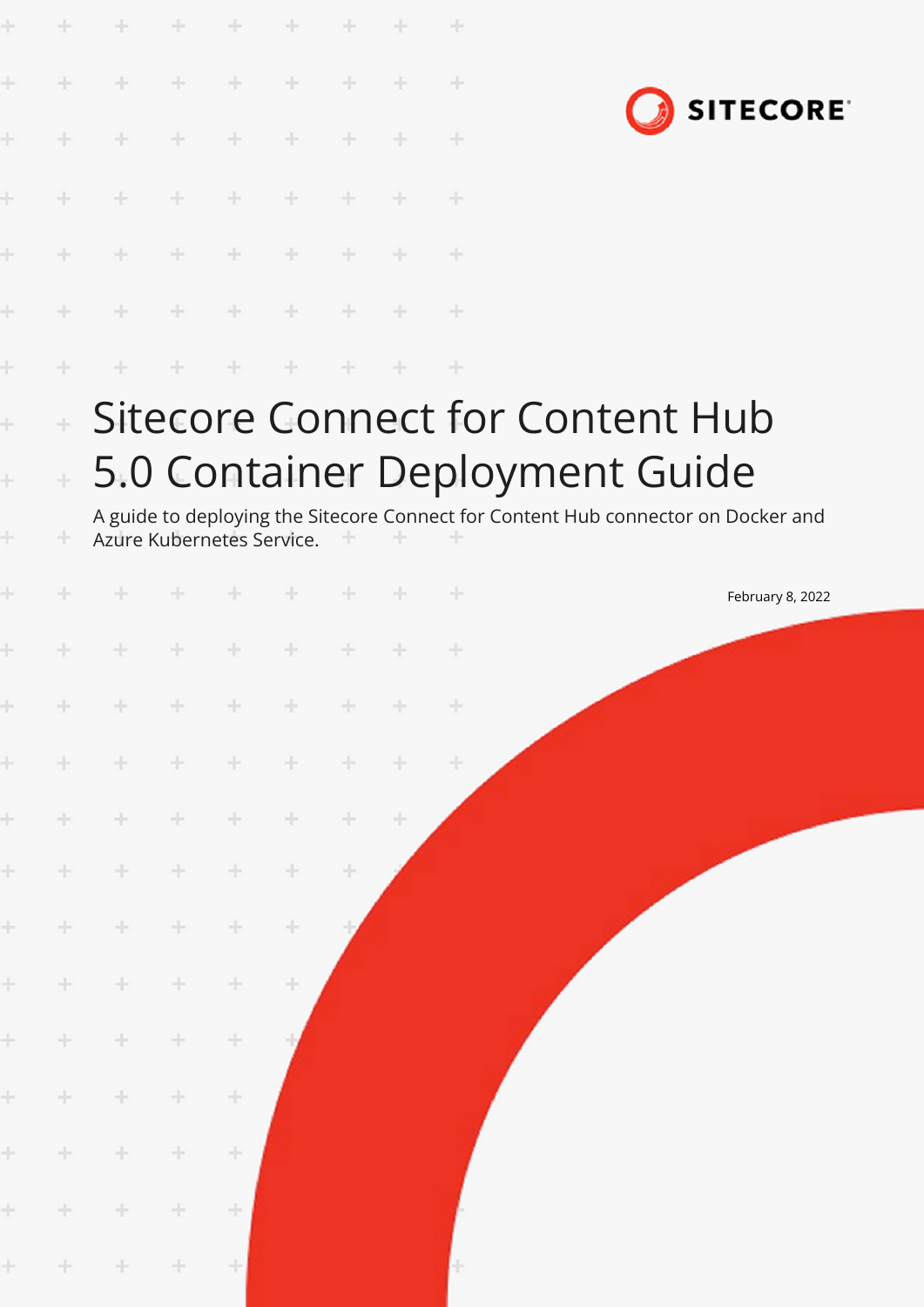SITECORE

# Sitecore Connect for Content Hub 5.0 Container Deployment Guide

A guide to deploying the Sitecore Connect for Content Hub connector on Docker and Azure Kubernetes Service.

February 8, 2022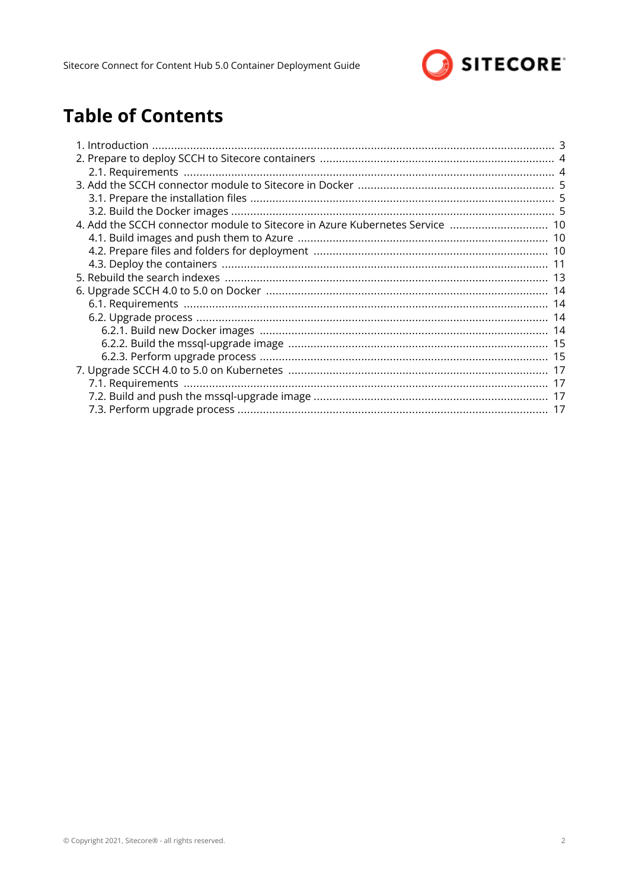# Table of Contents

1. Introduction ........ 3
2. Prepare to deploy SCCH to Sitecore containers ........ 4
    - 2.1. Requirements ........ 4
3. Add the SCCH connector module to Sitecore in Docker ........ 5
    - 3.1. Prepare the installation files ........ 5
    - 3.2. Build the Docker images ........ 5
4. Add the SCCH connector module to Sitecore in Azure Kubernetes Service ........ 10
    - 4.1. Build images and push them to Azure ........ 10
    - 4.2. Prepare files and folders for deployment ........ 10
    - 4.3. Deploy the containers ........ 11
5. Rebuild the search indexes ........ 13
6. Upgrade SCCH 4.0 to 5.0 on Docker ........ 14
    - 6.1. Requirements ........ 14
    - 6.2. Upgrade process ........ 14
        - 6.2.1. Build new Docker images ........ 14
        - 6.2.2. Build the mssql-upgrade image ........ 15
        - 6.2.3. Perform upgrade process ........ 15
7. Upgrade SCCH 4.0 to 5.0 on Kubernetes ........ 17
    - 7.1. Requirements ........ 17
    - 7.2. Build and push the mssql-upgrade image ........ 17
    - 7.3. Perform upgrade process ........ 17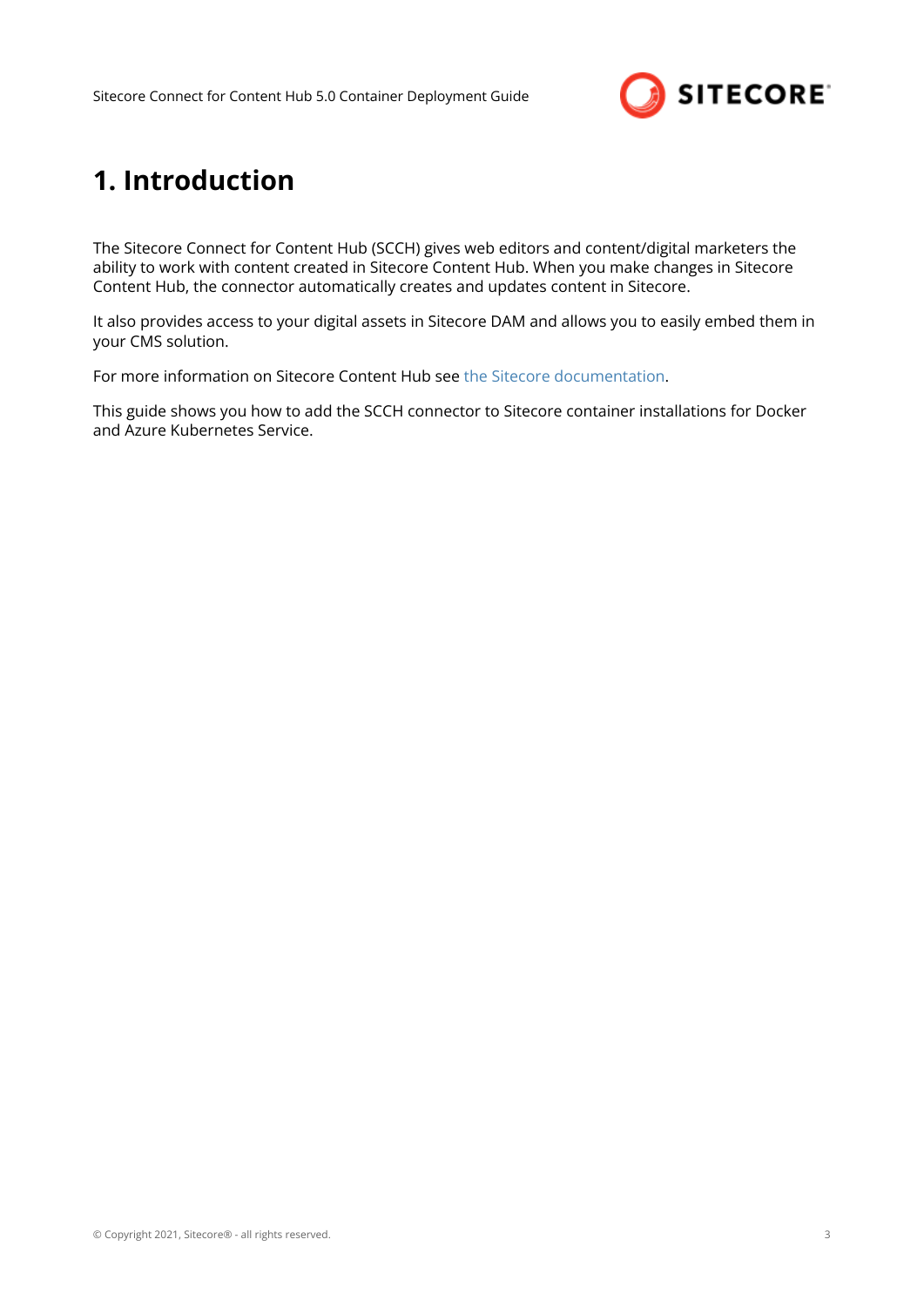# 1. Introduction

The Sitecore Connect for Content Hub (SCCH) gives web editors and content/digital marketers the ability to work with content created in Sitecore Content Hub. When you make changes in Sitecore Content Hub, the connector automatically creates and updates content in Sitecore.

It also provides access to your digital assets in Sitecore DAM and allows you to easily embed them in your CMS solution.

For more information on Sitecore Content Hub see the Sitecore documentation.

This guide shows you how to add the SCCH connector to Sitecore container installations for Docker and Azure Kubernetes Service.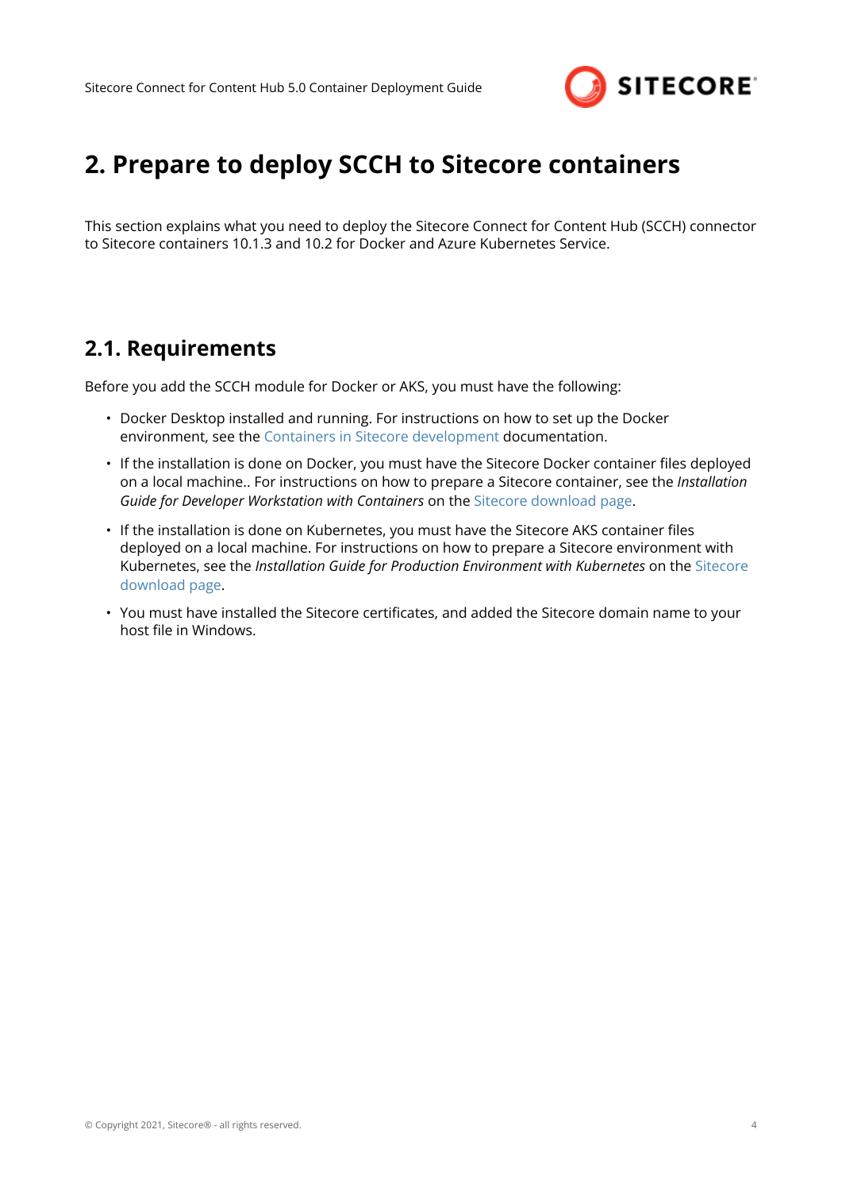# 2. Prepare to deploy SCCH to Sitecore containers

This section explains what you need to deploy the Sitecore Connect for Content Hub (SCCH) connector to Sitecore containers 10.1.3 and 10.2 for Docker and Azure Kubernetes Service.

## 2.1. Requirements

Before you add the SCCH module for Docker or AKS, you must have the following:

- Docker Desktop installed and running. For instructions on how to set up the Docker environment, see the Containers in Sitecore development documentation.
- If the installation is done on Docker, you must have the Sitecore Docker container files deployed on a local machine.. For instructions on how to prepare a Sitecore container, see the *Installation Guide for Developer Workstation with Containers* on the Sitecore download page.
- If the installation is done on Kubernetes, you must have the Sitecore AKS container files deployed on a local machine. For instructions on how to prepare a Sitecore environment with Kubernetes, see the *Installation Guide for Production Environment with Kubernetes* on the Sitecore download page.
- You must have installed the Sitecore certificates, and added the Sitecore domain name to your host file in Windows.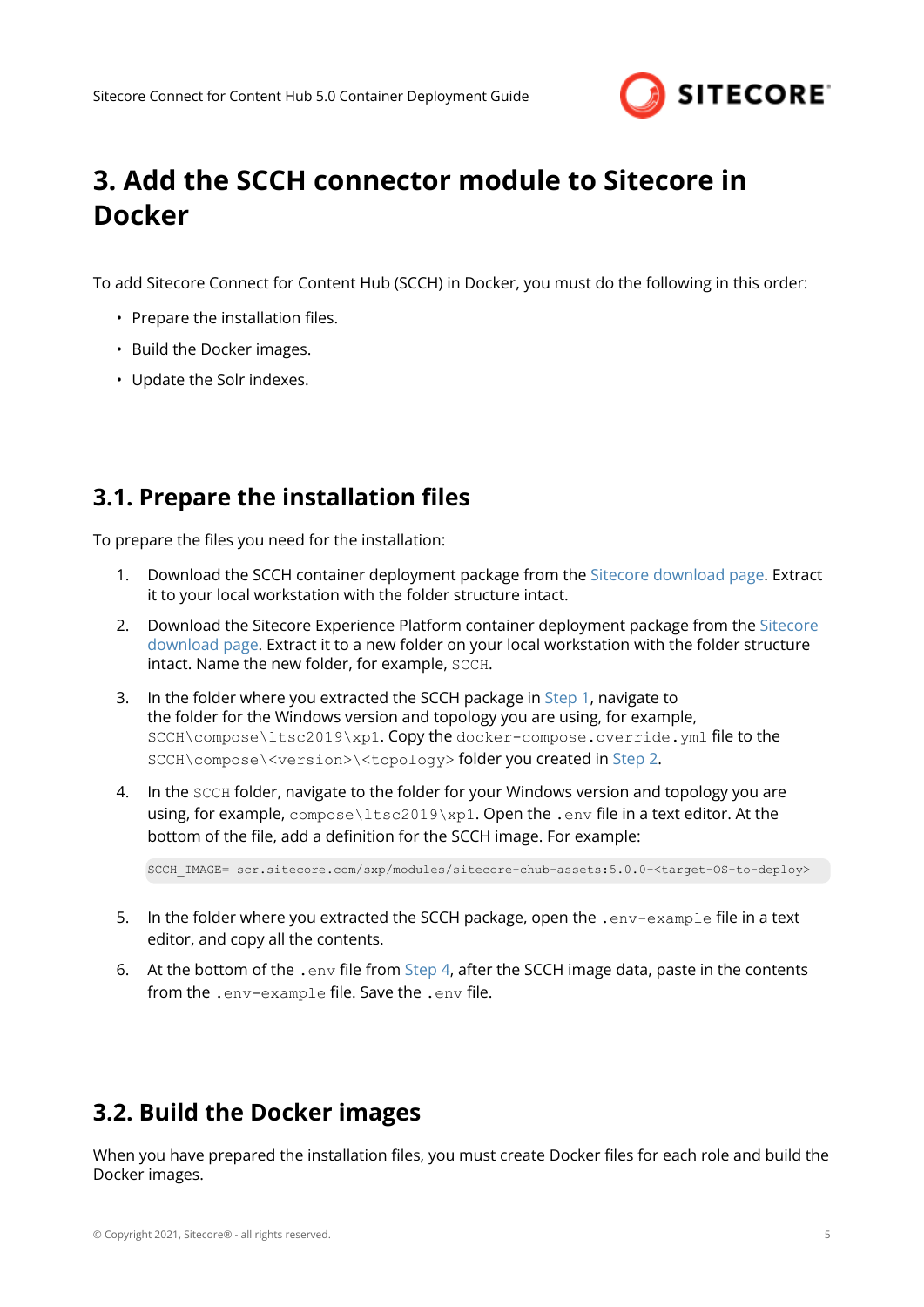# 3. Add the SCCH connector module to Sitecore in Docker

To add Sitecore Connect for Content Hub (SCCH) in Docker, you must do the following in this order:

- Prepare the installation files.
- Build the Docker images.
- Update the Solr indexes.

## 3.1. Prepare the installation files

To prepare the files you need for the installation:

1. Download the SCCH container deployment package from the Sitecore download page. Extract it to your local workstation with the folder structure intact.
2. Download the Sitecore Experience Platform container deployment package from the Sitecore download page. Extract it to a new folder on your local workstation with the folder structure intact. Name the new folder, for example, `SCCH`.
3. In the folder where you extracted the SCCH package in Step 1, navigate to the folder for the Windows version and topology you are using, for example, `SCCH\compose\ltsc2019\xp1`. Copy the `docker-compose.override.yml` file to the `SCCH\compose\<version>\<topology>` folder you created in Step 2.
4. In the `SCCH` folder, navigate to the folder for your Windows version and topology you are using, for example, `compose\ltsc2019\xp1`. Open the `.env` file in a text editor. At the bottom of the file, add a definition for the SCCH image. For example:

```
SCCH_IMAGE= scr.sitecore.com/sxp/modules/sitecore-chub-assets:5.0.0-<target-OS-to-deploy>
```

5. In the folder where you extracted the SCCH package, open the `.env-example` file in a text editor, and copy all the contents.
6. At the bottom of the `.env` file from Step 4, after the SCCH image data, paste in the contents from the `.env-example` file. Save the `.env` file.

## 3.2. Build the Docker images

When you have prepared the installation files, you must create Docker files for each role and build the Docker images.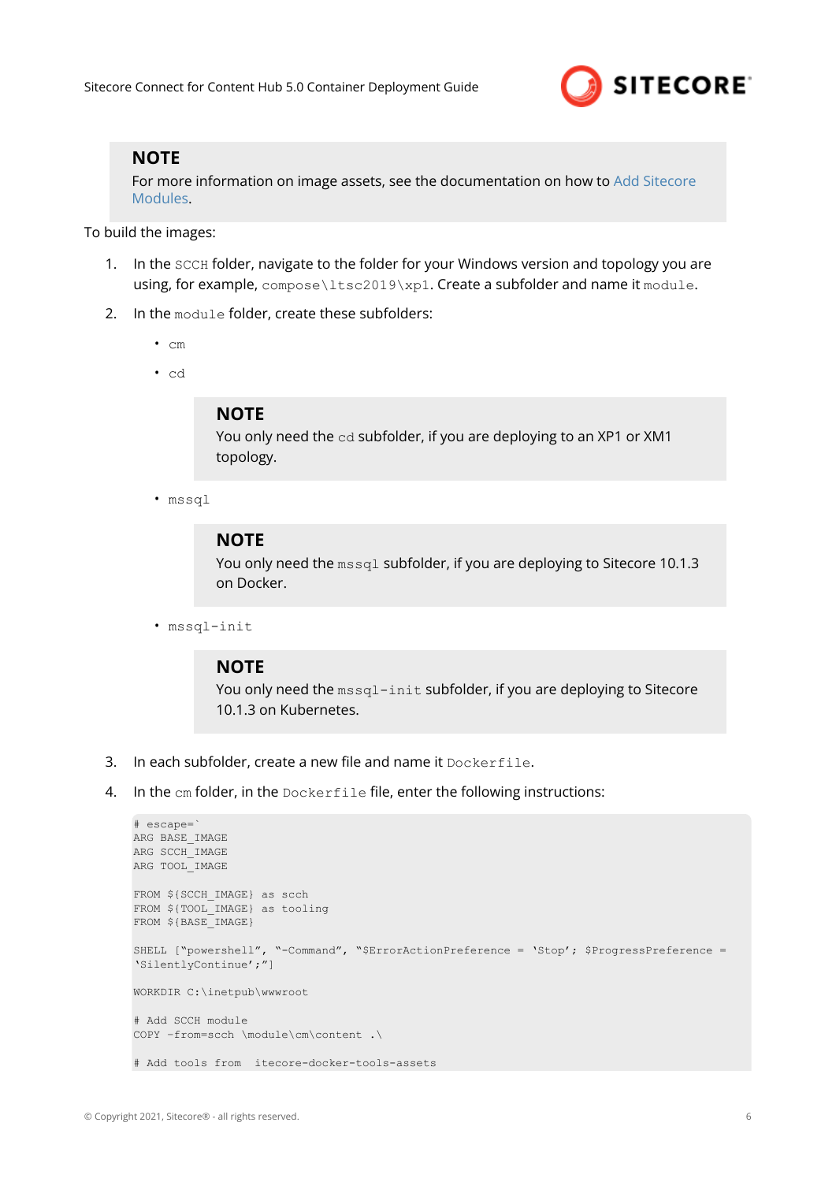> **NOTE**
> For more information on image assets, see the documentation on how to Add Sitecore Modules.

To build the images:

1. In the `SCCH` folder, navigate to the folder for your Windows version and topology you are using, for example, `compose\ltsc2019\xp1`. Create a subfolder and name it `module`.
2. In the `module` folder, create these subfolders:
   - `cm`
   - `cd`

     > **NOTE**
     > You only need the `cd` subfolder, if you are deploying to an XP1 or XM1 topology.

   - `mssql`

     > **NOTE**
     > You only need the `mssql` subfolder, if you are deploying to Sitecore 10.1.3 on Docker.

   - `mssql-init`

     > **NOTE**
     > You only need the `mssql-init` subfolder, if you are deploying to Sitecore 10.1.3 on Kubernetes.

3. In each subfolder, create a new file and name it `Dockerfile`.
4. In the `cm` folder, in the `Dockerfile` file, enter the following instructions:

```
# escape=`
ARG BASE_IMAGE
ARG SCCH_IMAGE
ARG TOOL_IMAGE

FROM ${SCCH_IMAGE} as scch
FROM ${TOOL_IMAGE} as tooling
FROM ${BASE_IMAGE}

SHELL ["powershell", "-Command", "$ErrorActionPreference = 'Stop'; $ProgressPreference =
'SilentlyContinue';"]

WORKDIR C:\inetpub\wwwroot

# Add SCCH module
COPY -from=scch \module\cm\content .\

# Add tools from  itecore-docker-tools-assets
```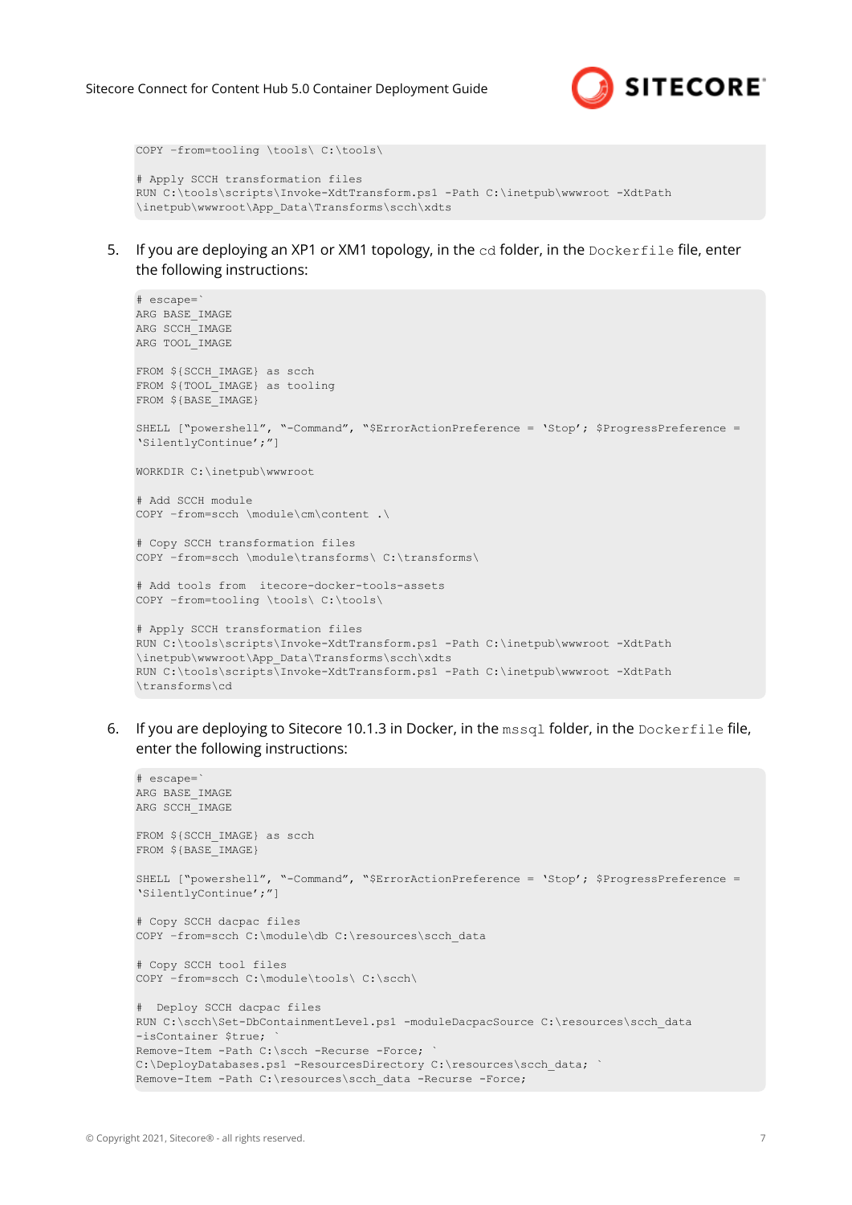```
COPY -from=tooling \tools\ C:\tools\

# Apply SCCH transformation files
RUN C:\tools\scripts\Invoke-XdtTransform.ps1 -Path C:\inetpub\wwwroot -XdtPath
\inetpub\wwwroot\App_Data\Transforms\scch\xdts
```

5. If you are deploying an XP1 or XM1 topology, in the `cd` folder, in the `Dockerfile` file, enter the following instructions:

```
# escape=`
ARG BASE_IMAGE
ARG SCCH_IMAGE
ARG TOOL_IMAGE

FROM ${SCCH_IMAGE} as scch
FROM ${TOOL_IMAGE} as tooling
FROM ${BASE_IMAGE}

SHELL ["powershell", "-Command", "$ErrorActionPreference = 'Stop'; $ProgressPreference =
'SilentlyContinue';"]

WORKDIR C:\inetpub\wwwroot

# Add SCCH module
COPY -from=scch \module\cm\content .\

# Copy SCCH transformation files
COPY -from=scch \module\transforms\ C:\transforms\

# Add tools from  itecore-docker-tools-assets
COPY -from=tooling \tools\ C:\tools\

# Apply SCCH transformation files
RUN C:\tools\scripts\Invoke-XdtTransform.ps1 -Path C:\inetpub\wwwroot -XdtPath
\inetpub\wwwroot\App_Data\Transforms\scch\xdts
RUN C:\tools\scripts\Invoke-XdtTransform.ps1 -Path C:\inetpub\wwwroot -XdtPath
\transforms\cd
```

6. If you are deploying to Sitecore 10.1.3 in Docker, in the `mssql` folder, in the `Dockerfile` file, enter the following instructions:

```
# escape=`
ARG BASE_IMAGE
ARG SCCH_IMAGE

FROM ${SCCH_IMAGE} as scch
FROM ${BASE_IMAGE}

SHELL ["powershell", "-Command", "$ErrorActionPreference = 'Stop'; $ProgressPreference =
'SilentlyContinue';"]

# Copy SCCH dacpac files
COPY -from=scch C:\module\db C:\resources\scch_data

# Copy SCCH tool files
COPY -from=scch C:\module\tools\ C:\scch\

#  Deploy SCCH dacpac files
RUN C:\scch\Set-DbContainmentLevel.ps1 -moduleDacpacSource C:\resources\scch_data
-isContainer $true; `
Remove-Item -Path C:\scch -Recurse -Force; `
C:\DeployDatabases.ps1 -ResourcesDirectory C:\resources\scch_data; `
Remove-Item -Path C:\resources\scch_data -Recurse -Force;
```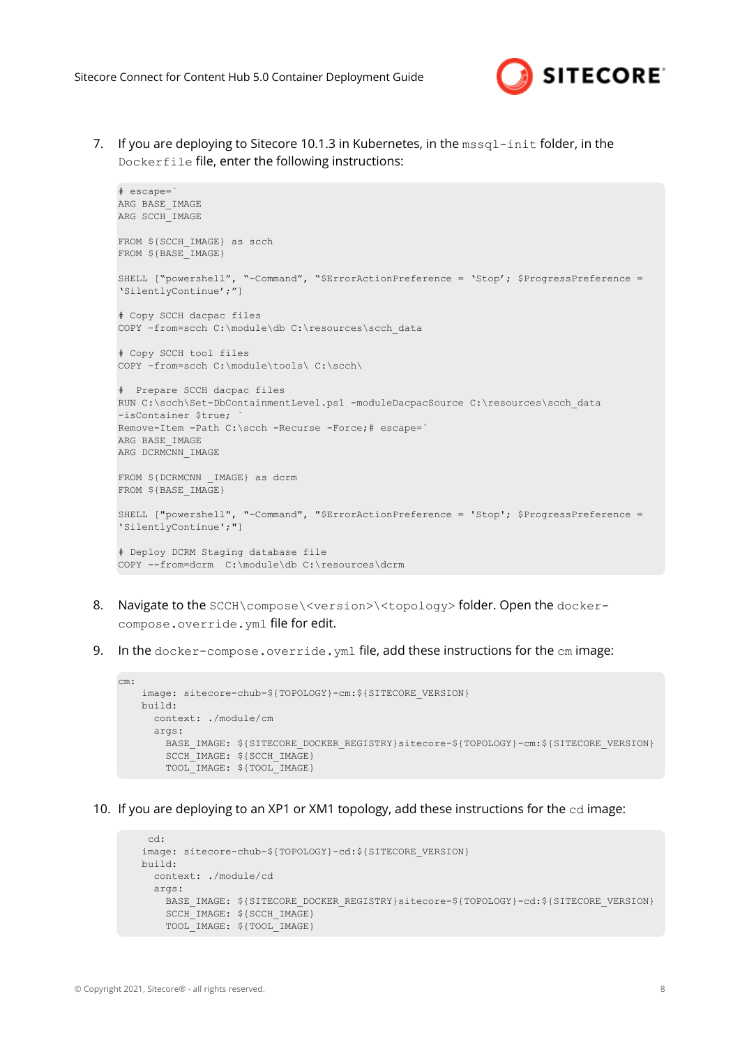7. If you are deploying to Sitecore 10.1.3 in Kubernetes, in the `mssql-init` folder, in the `Dockerfile` file, enter the following instructions:

```
# escape=`
ARG BASE_IMAGE
ARG SCCH_IMAGE

FROM ${SCCH_IMAGE} as scch
FROM ${BASE_IMAGE}

SHELL ["powershell", "-Command", "$ErrorActionPreference = 'Stop'; $ProgressPreference =
'SilentlyContinue';"]

# Copy SCCH dacpac files
COPY –from=scch C:\module\db C:\resources\scch_data

# Copy SCCH tool files
COPY –from=scch C:\module\tools\ C:\scch\

#  Prepare SCCH dacpac files
RUN C:\scch\Set-DbContainmentLevel.ps1 -moduleDacpacSource C:\resources\scch_data
-isContainer $true; `
Remove-Item -Path C:\scch -Recurse -Force;# escape=`
ARG BASE_IMAGE
ARG DCRMCNN_IMAGE

FROM ${DCRMCNN _IMAGE} as dcrm
FROM ${BASE_IMAGE}

SHELL ["powershell", "-Command", "$ErrorActionPreference = 'Stop'; $ProgressPreference =
'SilentlyContinue';"]

# Deploy DCRM Staging database file
COPY --from=dcrm  C:\module\db C:\resources\dcrm
```

8. Navigate to the `SCCH\compose\<version>\<topology>` folder. Open the `docker-compose.override.yml` file for edit.

9. In the `docker-compose.override.yml` file, add these instructions for the `cm` image:

```
cm:
    image: sitecore-chub-${TOPOLOGY}-cm:${SITECORE_VERSION}
    build:
      context: ./module/cm
      args:
        BASE_IMAGE: ${SITECORE_DOCKER_REGISTRY}sitecore-${TOPOLOGY}-cm:${SITECORE_VERSION}
        SCCH_IMAGE: ${SCCH_IMAGE}
        TOOL_IMAGE: ${TOOL_IMAGE}
```

10. If you are deploying to an XP1 or XM1 topology, add these instructions for the `cd` image:

```
 cd:
    image: sitecore-chub-${TOPOLOGY}-cd:${SITECORE_VERSION}
    build:
      context: ./module/cd
      args:
        BASE_IMAGE: ${SITECORE_DOCKER_REGISTRY}sitecore-${TOPOLOGY}-cd:${SITECORE_VERSION}
        SCCH_IMAGE: ${SCCH_IMAGE}
        TOOL_IMAGE: ${TOOL_IMAGE}
```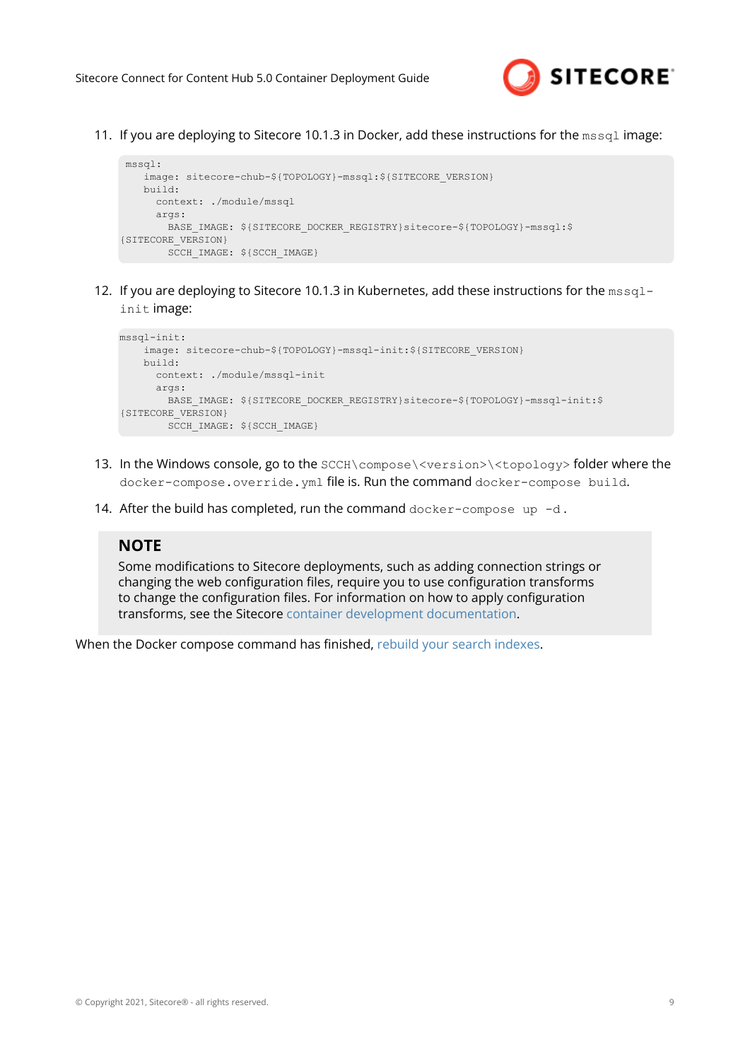11. If you are deploying to Sitecore 10.1.3 in Docker, add these instructions for the `mssql` image:

```
mssql:
    image: sitecore-chub-${TOPOLOGY}-mssql:${SITECORE_VERSION}
    build:
      context: ./module/mssql
      args:
        BASE_IMAGE: ${SITECORE_DOCKER_REGISTRY}sitecore-${TOPOLOGY}-mssql:$
{SITECORE_VERSION}
        SCCH_IMAGE: ${SCCH_IMAGE}
```

12. If you are deploying to Sitecore 10.1.3 in Kubernetes, add these instructions for the `mssql-init` image:

```
mssql-init:
    image: sitecore-chub-${TOPOLOGY}-mssql-init:${SITECORE_VERSION}
    build:
      context: ./module/mssql-init
      args:
        BASE_IMAGE: ${SITECORE_DOCKER_REGISTRY}sitecore-${TOPOLOGY}-mssql-init:$
{SITECORE_VERSION}
        SCCH_IMAGE: ${SCCH_IMAGE}
```

13. In the Windows console, go to the `SCCH\compose\<version>\<topology>` folder where the `docker-compose.override.yml` file is. Run the command `docker-compose build`.

14. After the build has completed, run the command `docker-compose up -d`.

> **NOTE**
>
> Some modifications to Sitecore deployments, such as adding connection strings or changing the web configuration files, require you to use configuration transforms to change the configuration files. For information on how to apply configuration transforms, see the Sitecore container development documentation.

When the Docker compose command has finished, rebuild your search indexes.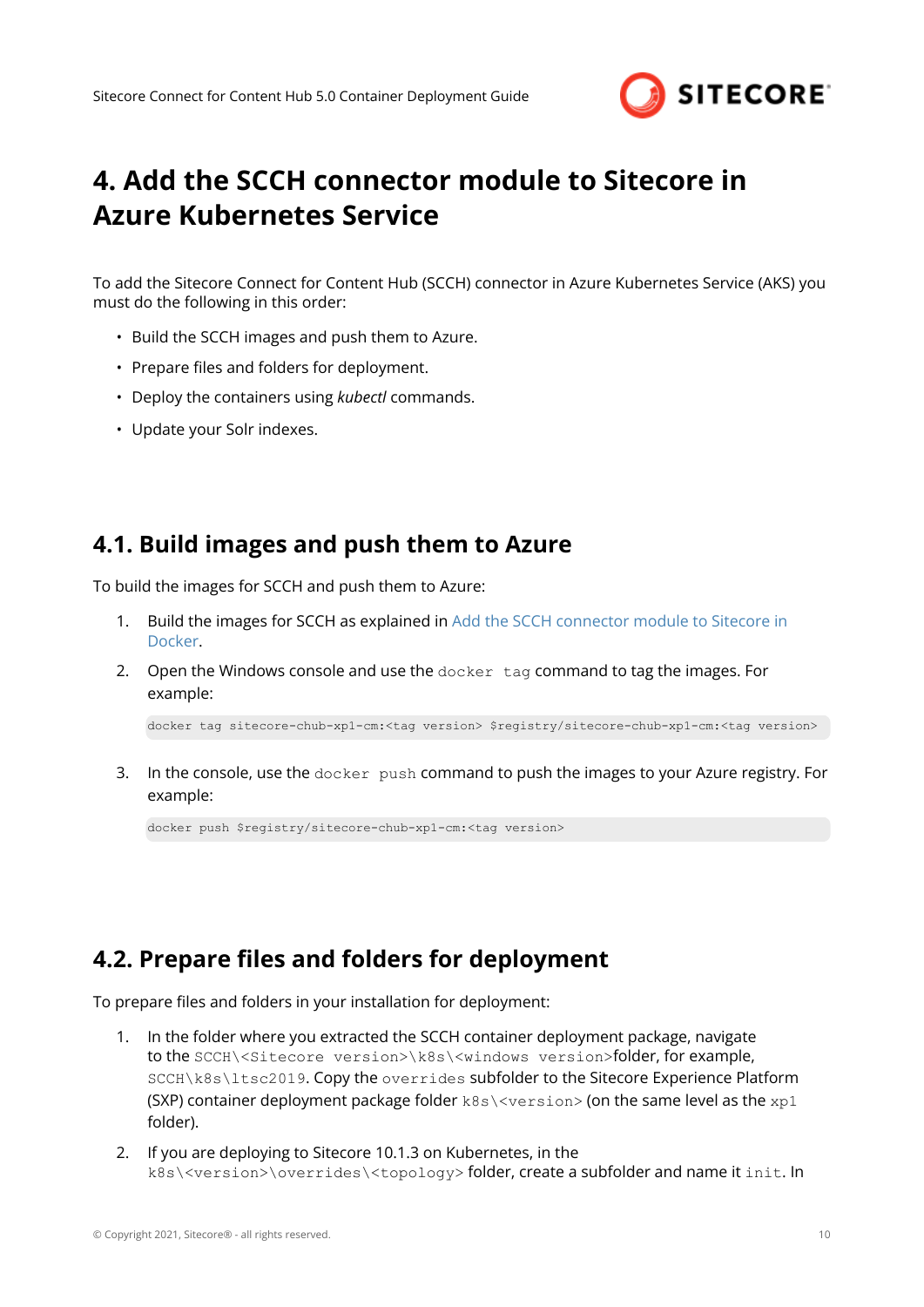# 4. Add the SCCH connector module to Sitecore in Azure Kubernetes Service

To add the Sitecore Connect for Content Hub (SCCH) connector in Azure Kubernetes Service (AKS) you must do the following in this order:

- Build the SCCH images and push them to Azure.
- Prepare files and folders for deployment.
- Deploy the containers using *kubectl* commands.
- Update your Solr indexes.

## 4.1. Build images and push them to Azure

To build the images for SCCH and push them to Azure:

1. Build the images for SCCH as explained in Add the SCCH connector module to Sitecore in Docker.
2. Open the Windows console and use the `docker tag` command to tag the images. For example:

```
docker tag sitecore-chub-xp1-cm:<tag version> $registry/sitecore-chub-xp1-cm:<tag version>
```

3. In the console, use the `docker push` command to push the images to your Azure registry. For example:

```
docker push $registry/sitecore-chub-xp1-cm:<tag version>
```

## 4.2. Prepare files and folders for deployment

To prepare files and folders in your installation for deployment:

1. In the folder where you extracted the SCCH container deployment package, navigate to the `SCCH\<Sitecore version>\k8s\<windows version>`folder, for example, `SCCH\k8s\ltsc2019`. Copy the `overrides` subfolder to the Sitecore Experience Platform (SXP) container deployment package folder `k8s\<version>` (on the same level as the `xp1` folder).
2. If you are deploying to Sitecore 10.1.3 on Kubernetes, in the `k8s\<version>\overrides\<topology>` folder, create a subfolder and name it `init`. In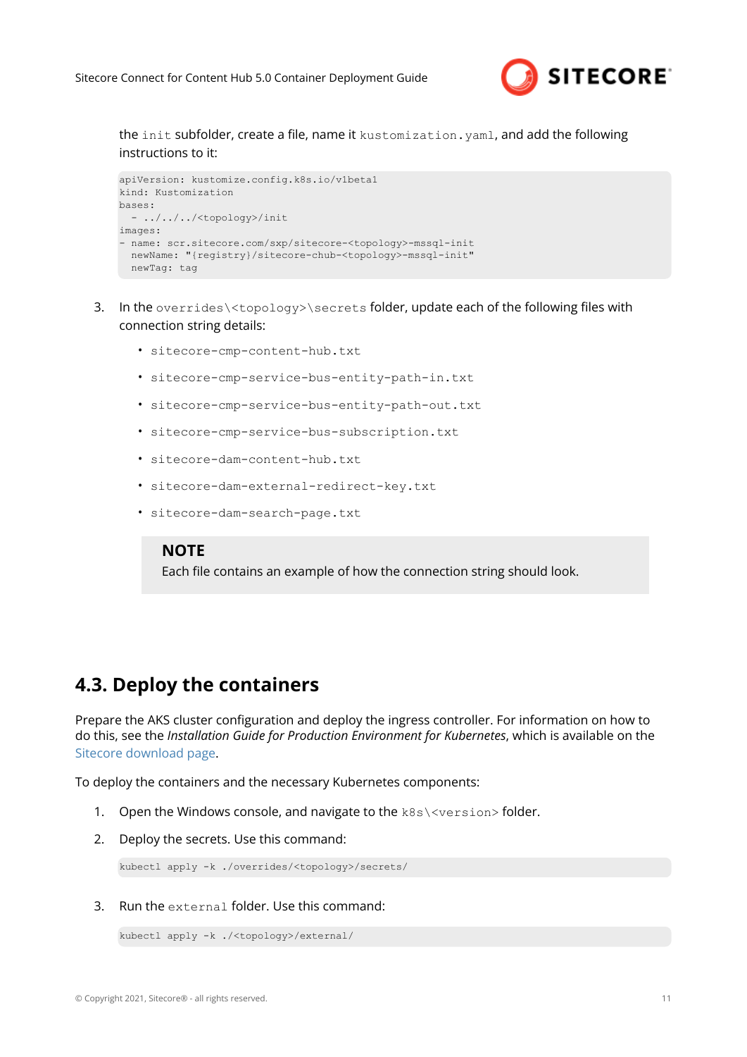the `init` subfolder, create a file, name it `kustomization.yaml`, and add the following instructions to it:

```
apiVersion: kustomize.config.k8s.io/v1beta1
kind: Kustomization
bases:
  - ../../../<topology>/init
images:
- name: scr.sitecore.com/sxp/sitecore-<topology>-mssql-init
  newName: "{registry}/sitecore-chub-<topology>-mssql-init"
  newTag: tag
```

3. In the `overrides\<topology>\secrets` folder, update each of the following files with connection string details:

   - `sitecore-cmp-content-hub.txt`
   - `sitecore-cmp-service-bus-entity-path-in.txt`
   - `sitecore-cmp-service-bus-entity-path-out.txt`
   - `sitecore-cmp-service-bus-subscription.txt`
   - `sitecore-dam-content-hub.txt`
   - `sitecore-dam-external-redirect-key.txt`
   - `sitecore-dam-search-page.txt`

   > **NOTE**
   > Each file contains an example of how the connection string should look.

## 4.3. Deploy the containers

Prepare the AKS cluster configuration and deploy the ingress controller. For information on how to do this, see the *Installation Guide for Production Environment for Kubernetes*, which is available on the Sitecore download page.

To deploy the containers and the necessary Kubernetes components:

1. Open the Windows console, and navigate to the `k8s\<version>` folder.
2. Deploy the secrets. Use this command:

```
kubectl apply -k ./overrides/<topology>/secrets/
```

3. Run the `external` folder. Use this command:

```
kubectl apply -k ./<topology>/external/
```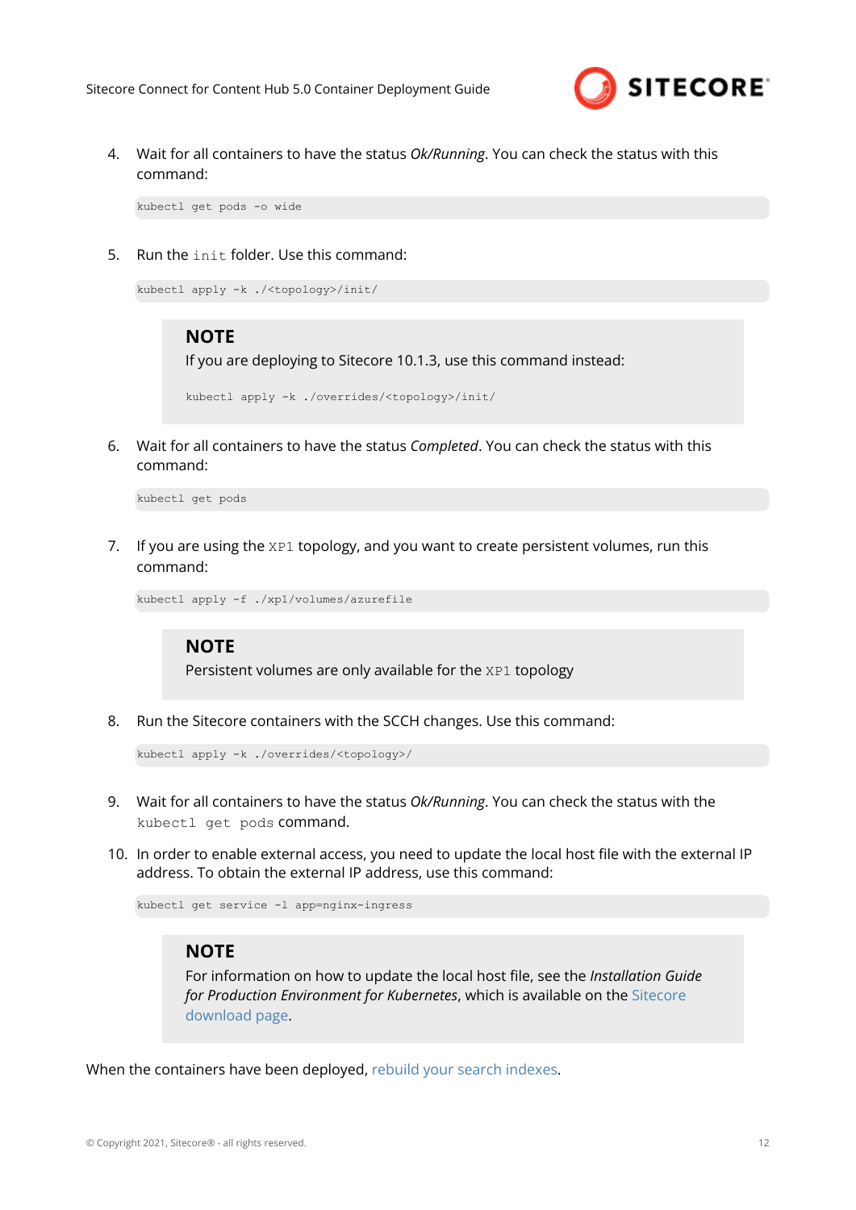4. Wait for all containers to have the status *Ok/Running*. You can check the status with this command:

   ```
   kubectl get pods -o wide
   ```

5. Run the `init` folder. Use this command:

   ```
   kubectl apply -k ./<topology>/init/
   ```

   > **NOTE**
   >
   > If you are deploying to Sitecore 10.1.3, use this command instead:
   >
   > ```
   > kubectl apply -k ./overrides/<topology>/init/
   > ```

6. Wait for all containers to have the status *Completed*. You can check the status with this command:

   ```
   kubectl get pods
   ```

7. If you are using the `XP1` topology, and you want to create persistent volumes, run this command:

   ```
   kubectl apply -f ./xp1/volumes/azurefile
   ```

   > **NOTE**
   >
   > Persistent volumes are only available for the `XP1` topology

8. Run the Sitecore containers with the SCCH changes. Use this command:

   ```
   kubectl apply -k ./overrides/<topology>/
   ```

9. Wait for all containers to have the status *Ok/Running*. You can check the status with the `kubectl get pods` command.

10. In order to enable external access, you need to update the local host file with the external IP address. To obtain the external IP address, use this command:

    ```
    kubectl get service -l app=nginx-ingress
    ```

    > **NOTE**
    >
    > For information on how to update the local host file, see the *Installation Guide for Production Environment for Kubernetes*, which is available on the Sitecore download page.

When the containers have been deployed, rebuild your search indexes.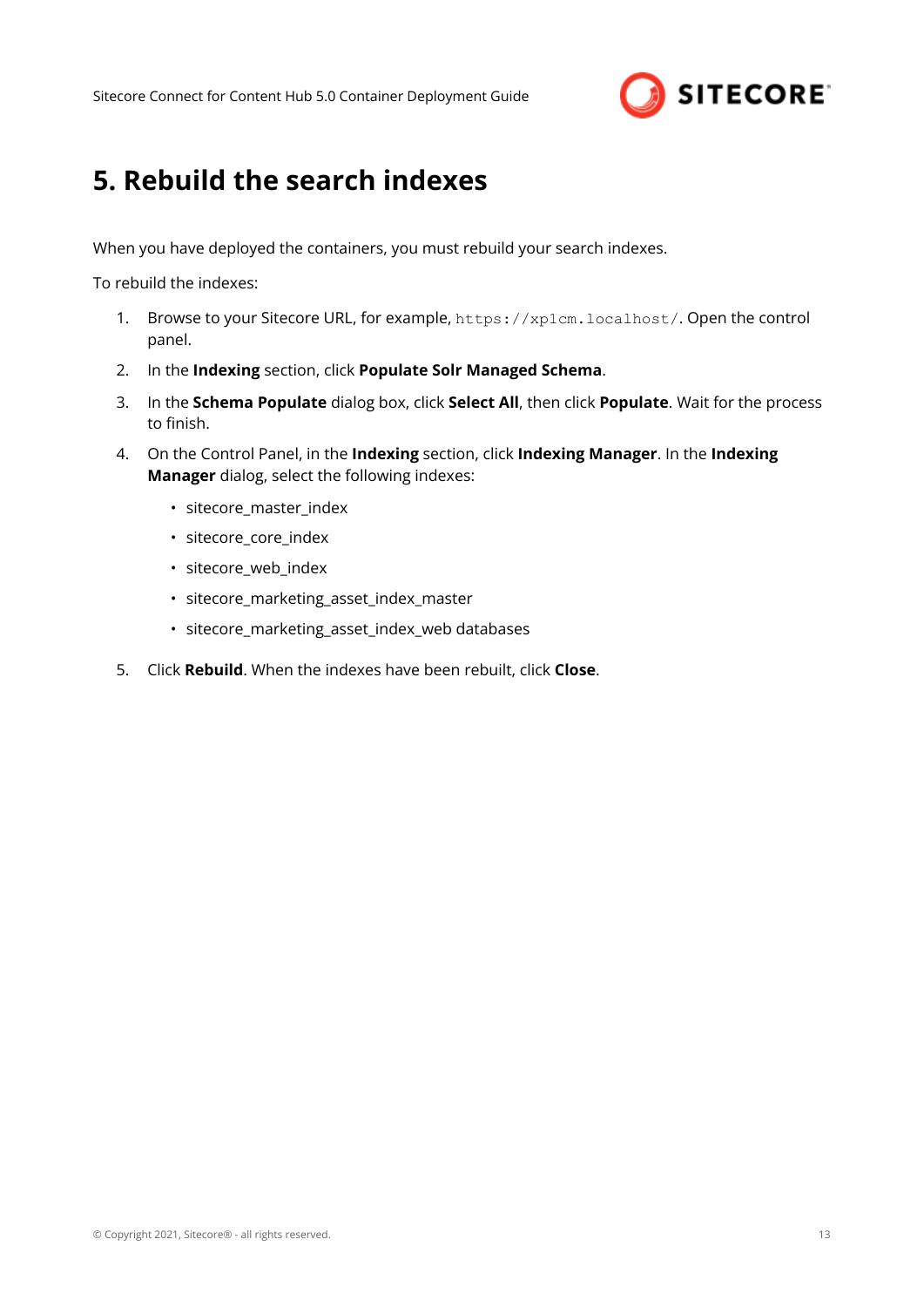# 5. Rebuild the search indexes

When you have deployed the containers, you must rebuild your search indexes.

To rebuild the indexes:

1. Browse to your Sitecore URL, for example, `https://xp1cm.localhost/`. Open the control panel.
2. In the **Indexing** section, click **Populate Solr Managed Schema**.
3. In the **Schema Populate** dialog box, click **Select All**, then click **Populate**. Wait for the process to finish.
4. On the Control Panel, in the **Indexing** section, click **Indexing Manager**. In the **Indexing Manager** dialog, select the following indexes:
   - sitecore_master_index
   - sitecore_core_index
   - sitecore_web_index
   - sitecore_marketing_asset_index_master
   - sitecore_marketing_asset_index_web databases
5. Click **Rebuild**. When the indexes have been rebuilt, click **Close**.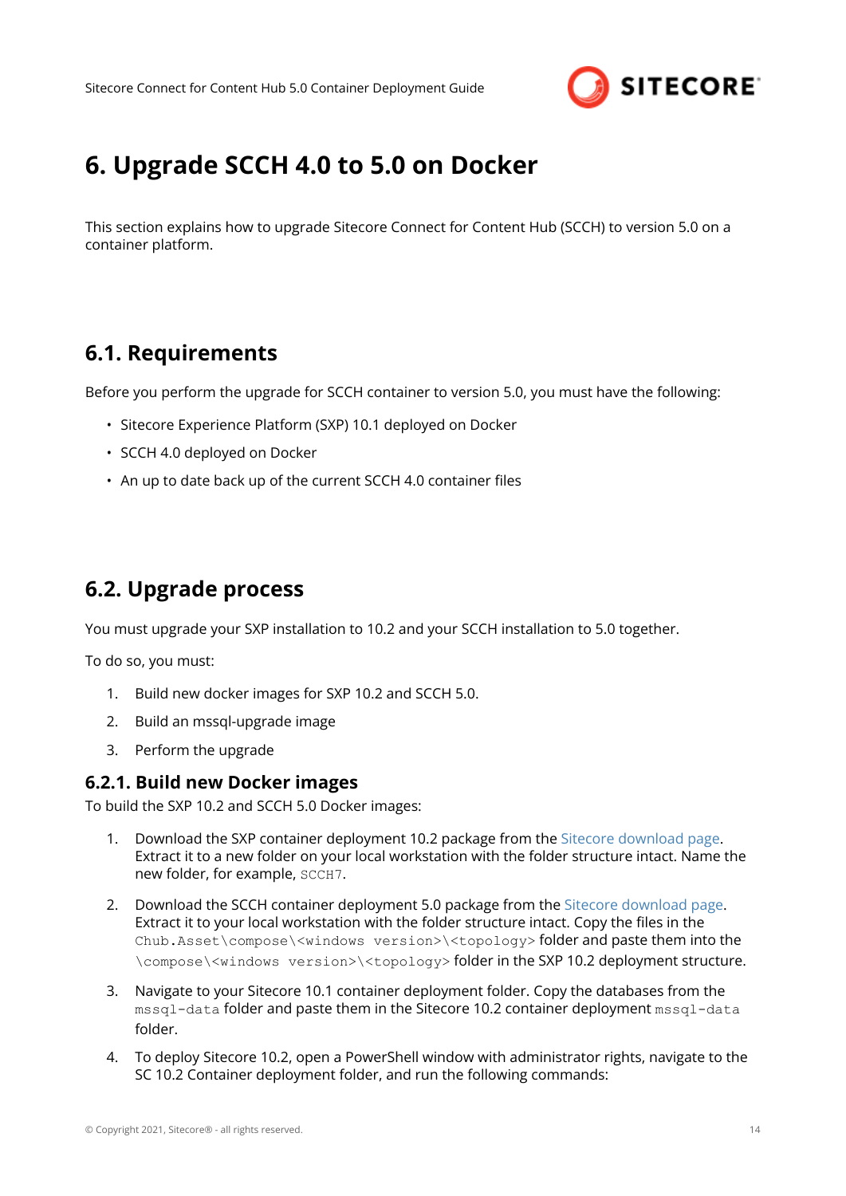# 6. Upgrade SCCH 4.0 to 5.0 on Docker

This section explains how to upgrade Sitecore Connect for Content Hub (SCCH) to version 5.0 on a container platform.

## 6.1. Requirements

Before you perform the upgrade for SCCH container to version 5.0, you must have the following:

- Sitecore Experience Platform (SXP) 10.1 deployed on Docker
- SCCH 4.0 deployed on Docker
- An up to date back up of the current SCCH 4.0 container files

## 6.2. Upgrade process

You must upgrade your SXP installation to 10.2 and your SCCH installation to 5.0 together.

To do so, you must:

1. Build new docker images for SXP 10.2 and SCCH 5.0.
2. Build an mssql-upgrade image
3. Perform the upgrade

### 6.2.1. Build new Docker images

To build the SXP 10.2 and SCCH 5.0 Docker images:

1. Download the SXP container deployment 10.2 package from the Sitecore download page. Extract it to a new folder on your local workstation with the folder structure intact. Name the new folder, for example, `SCCH7`.
2. Download the SCCH container deployment 5.0 package from the Sitecore download page. Extract it to your local workstation with the folder structure intact. Copy the files in the `Chub.Asset\compose\<windows version>\<topology>` folder and paste them into the `\compose\<windows version>\<topology>` folder in the SXP 10.2 deployment structure.
3. Navigate to your Sitecore 10.1 container deployment folder. Copy the databases from the `mssql-data` folder and paste them in the Sitecore 10.2 container deployment `mssql-data` folder.
4. To deploy Sitecore 10.2, open a PowerShell window with administrator rights, navigate to the SC 10.2 Container deployment folder, and run the following commands: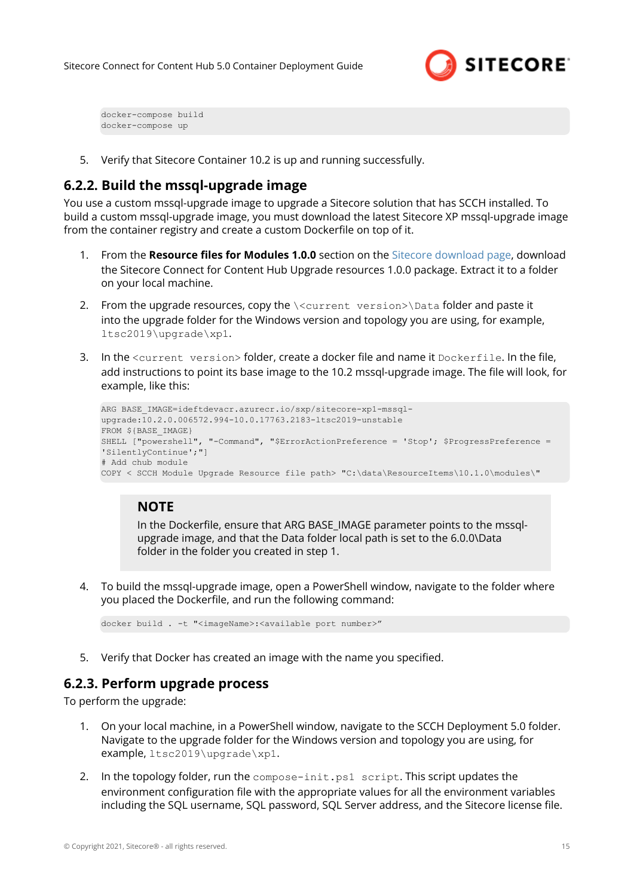```
docker-compose build
docker-compose up
```

5. Verify that Sitecore Container 10.2 is up and running successfully.

### 6.2.2. Build the mssql-upgrade image

You use a custom mssql-upgrade image to upgrade a Sitecore solution that has SCCH installed. To build a custom mssql-upgrade image, you must download the latest Sitecore XP mssql-upgrade image from the container registry and create a custom Dockerfile on top of it.

1. From the **Resource files for Modules 1.0.0** section on the Sitecore download page, download the Sitecore Connect for Content Hub Upgrade resources 1.0.0 package. Extract it to a folder on your local machine.

2. From the upgrade resources, copy the `\<current version>\Data` folder and paste it into the upgrade folder for the Windows version and topology you are using, for example, `ltsc2019\upgrade\xp1`.

3. In the `<current version>` folder, create a docker file and name it `Dockerfile`. In the file, add instructions to point its base image to the 10.2 mssql-upgrade image. The file will look, for example, like this:

```
ARG BASE_IMAGE=ideftdevacr.azurecr.io/sxp/sitecore-xp1-mssql-upgrade:10.2.0.006572.994-10.0.17763.2183-ltsc2019-unstable
FROM ${BASE_IMAGE}
SHELL ["powershell", "-Command", "$ErrorActionPreference = 'Stop'; $ProgressPreference = 'SilentlyContinue';"]
# Add chub module
COPY < SCCH Module Upgrade Resource file path> "C:\data\ResourceItems\10.1.0\modules\"
```

> **NOTE**
>
> In the Dockerfile, ensure that ARG BASE_IMAGE parameter points to the mssql-upgrade image, and that the Data folder local path is set to the 6.0.0\Data folder in the folder you created in step 1.

4. To build the mssql-upgrade image, open a PowerShell window, navigate to the folder where you placed the Dockerfile, and run the following command:

```
docker build . -t "<imageName>:<available port number>"
```

5. Verify that Docker has created an image with the name you specified.

### 6.2.3. Perform upgrade process

To perform the upgrade:

1. On your local machine, in a PowerShell window, navigate to the SCCH Deployment 5.0 folder. Navigate to the upgrade folder for the Windows version and topology you are using, for example, `ltsc2019\upgrade\xp1`.

2. In the topology folder, run the `compose-init.ps1 script`. This script updates the environment configuration file with the appropriate values for all the environment variables including the SQL username, SQL password, SQL Server address, and the Sitecore license file.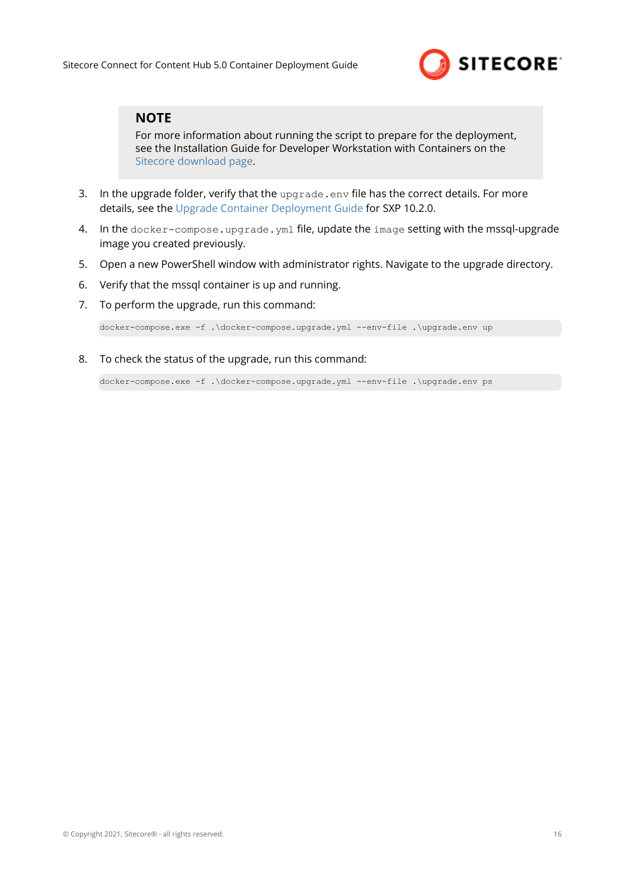> **NOTE**
> For more information about running the script to prepare for the deployment, see the Installation Guide for Developer Workstation with Containers on the Sitecore download page.

3. In the upgrade folder, verify that the `upgrade.env` file has the correct details. For more details, see the Upgrade Container Deployment Guide for SXP 10.2.0.
4. In the `docker-compose.upgrade.yml` file, update the `image` setting with the mssql-upgrade image you created previously.
5. Open a new PowerShell window with administrator rights. Navigate to the upgrade directory.
6. Verify that the mssql container is up and running.
7. To perform the upgrade, run this command:

   ```
   docker-compose.exe -f .\docker-compose.upgrade.yml --env-file .\upgrade.env up
   ```

8. To check the status of the upgrade, run this command:

   ```
   docker-compose.exe -f .\docker-compose.upgrade.yml --env-file .\upgrade.env ps
   ```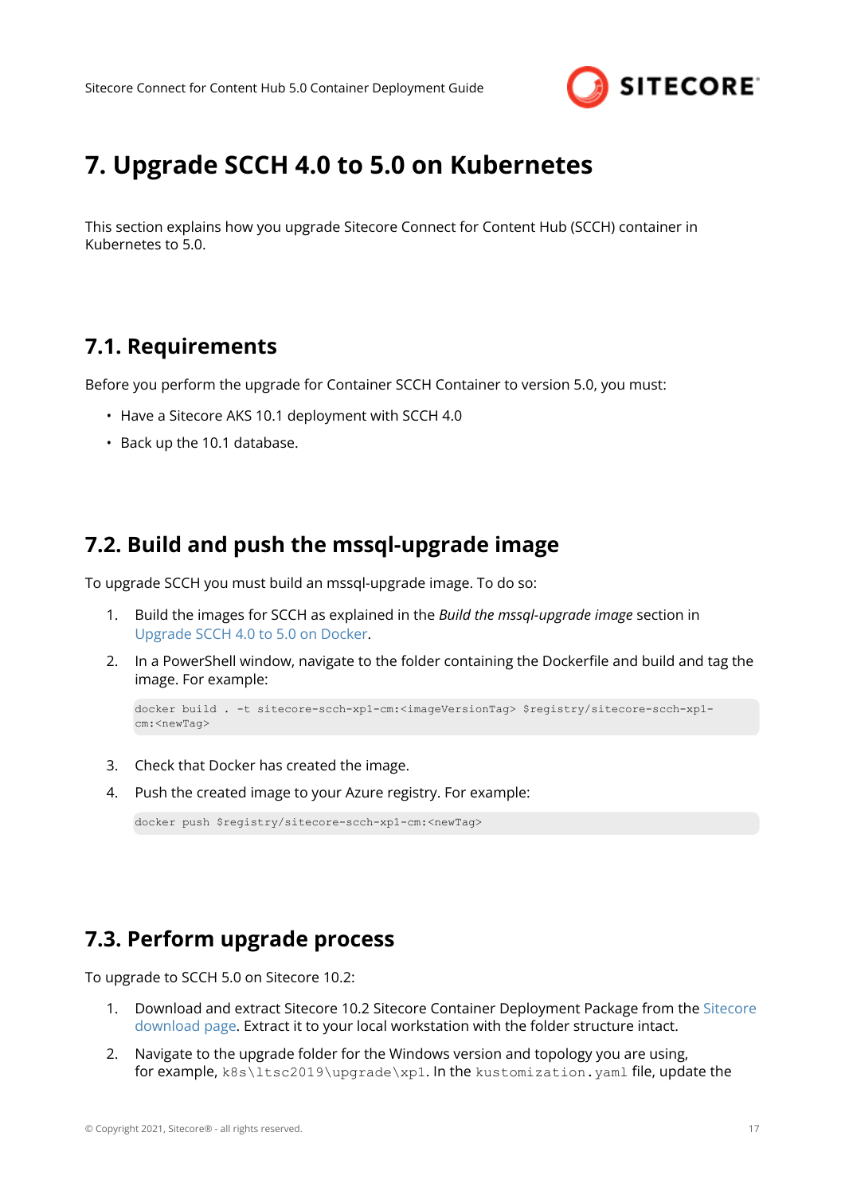# 7. Upgrade SCCH 4.0 to 5.0 on Kubernetes

This section explains how you upgrade Sitecore Connect for Content Hub (SCCH) container in Kubernetes to 5.0.

## 7.1. Requirements

Before you perform the upgrade for Container SCCH Container to version 5.0, you must:

- Have a Sitecore AKS 10.1 deployment with SCCH 4.0
- Back up the 10.1 database.

## 7.2. Build and push the mssql-upgrade image

To upgrade SCCH you must build an mssql-upgrade image. To do so:

1. Build the images for SCCH as explained in the *Build the mssql-upgrade image* section in Upgrade SCCH 4.0 to 5.0 on Docker.
2. In a PowerShell window, navigate to the folder containing the Dockerfile and build and tag the image. For example:

   ```
   docker build . -t sitecore-scch-xp1-cm:<imageVersionTag> $registry/sitecore-scch-xp1-cm:<newTag>
   ```

3. Check that Docker has created the image.
4. Push the created image to your Azure registry. For example:

   ```
   docker push $registry/sitecore-scch-xp1-cm:<newTag>
   ```

## 7.3. Perform upgrade process

To upgrade to SCCH 5.0 on Sitecore 10.2:

1. Download and extract Sitecore 10.2 Sitecore Container Deployment Package from the Sitecore download page. Extract it to your local workstation with the folder structure intact.
2. Navigate to the upgrade folder for the Windows version and topology you are using, for example, `k8s\ltsc2019\upgrade\xp1`. In the `kustomization.yaml` file, update the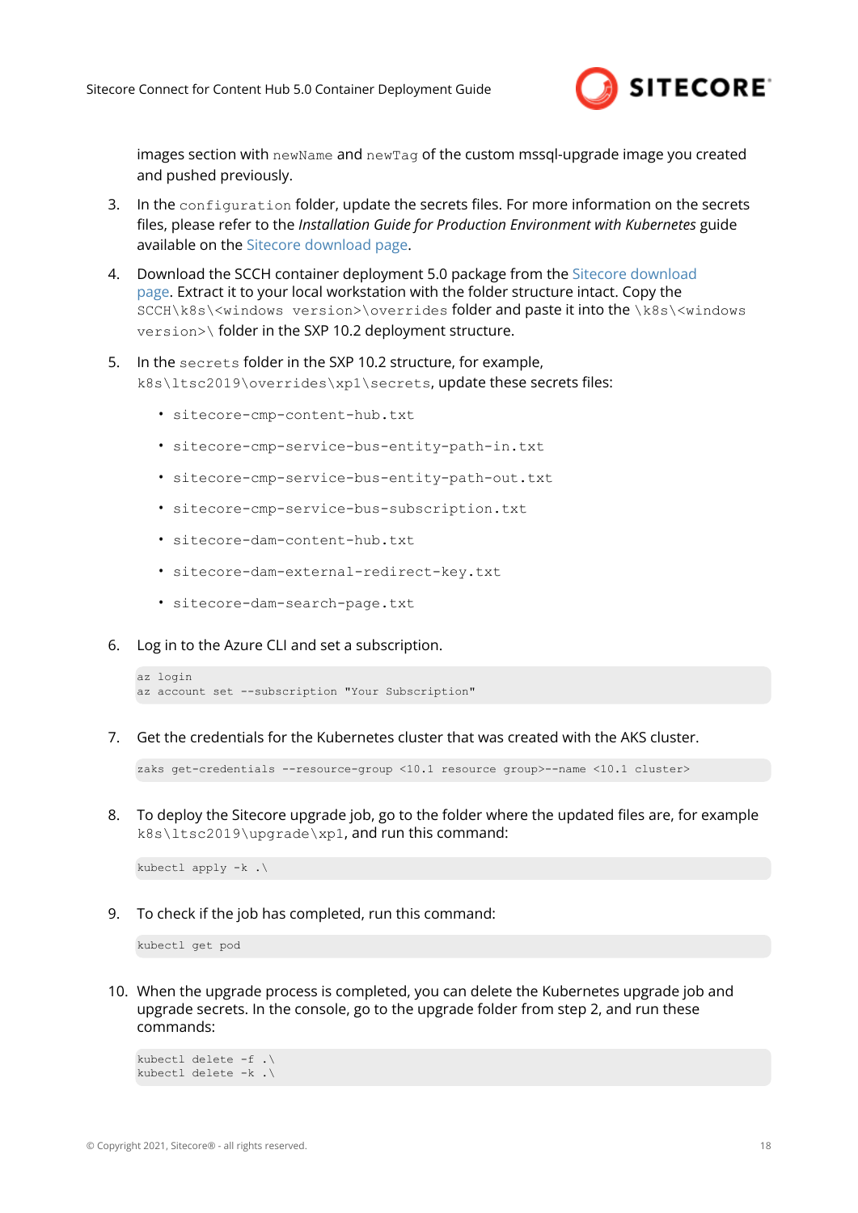images section with `newName` and `newTag` of the custom mssql-upgrade image you created and pushed previously.

3. In the `configuration` folder, update the secrets files. For more information on the secrets files, please refer to the *Installation Guide for Production Environment with Kubernetes* guide available on the Sitecore download page.

4. Download the SCCH container deployment 5.0 package from the Sitecore download page. Extract it to your local workstation with the folder structure intact. Copy the `SCCH\k8s\<windows version>\overrides` folder and paste it into the `\k8s\<windows version>\` folder in the SXP 10.2 deployment structure.

5. In the `secrets` folder in the SXP 10.2 structure, for example, `k8s\ltsc2019\overrides\xp1\secrets`, update these secrets files:

   - `sitecore-cmp-content-hub.txt`
   - `sitecore-cmp-service-bus-entity-path-in.txt`
   - `sitecore-cmp-service-bus-entity-path-out.txt`
   - `sitecore-cmp-service-bus-subscription.txt`
   - `sitecore-dam-content-hub.txt`
   - `sitecore-dam-external-redirect-key.txt`
   - `sitecore-dam-search-page.txt`

6. Log in to the Azure CLI and set a subscription.

```
az login
az account set --subscription "Your Subscription"
```

7. Get the credentials for the Kubernetes cluster that was created with the AKS cluster.

```
zaks get-credentials --resource-group <10.1 resource group>--name <10.1 cluster>
```

8. To deploy the Sitecore upgrade job, go to the folder where the updated files are, for example `k8s\ltsc2019\upgrade\xp1`, and run this command:

```
kubectl apply -k .\
```

9. To check if the job has completed, run this command:

```
kubectl get pod
```

10. When the upgrade process is completed, you can delete the Kubernetes upgrade job and upgrade secrets. In the console, go to the upgrade folder from step 2, and run these commands:

```
kubectl delete -f .\
kubectl delete -k .\
```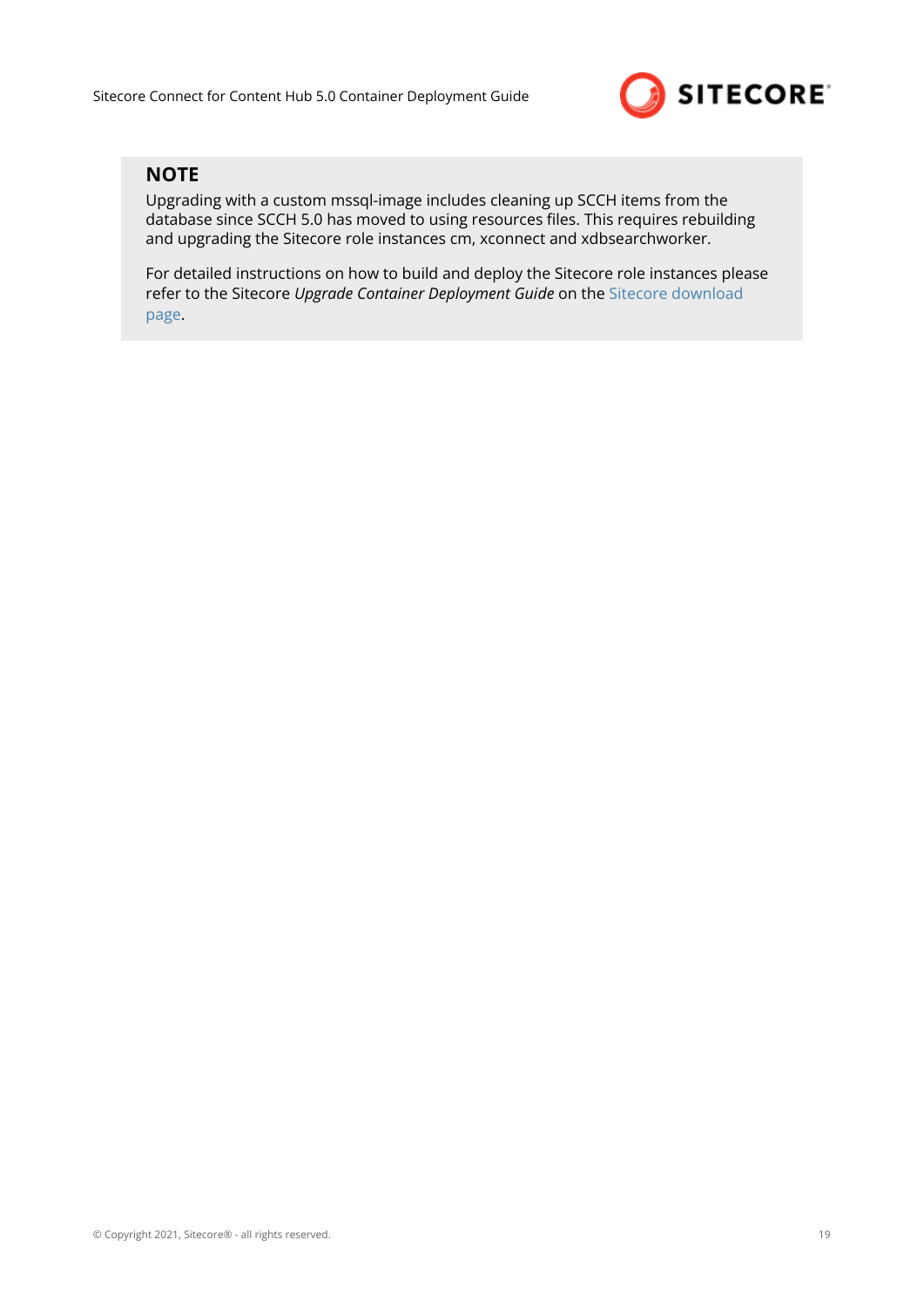**NOTE**

Upgrading with a custom mssql-image includes cleaning up SCCH items from the database since SCCH 5.0 has moved to using resources files. This requires rebuilding and upgrading the Sitecore role instances cm, xconnect and xdbsearchworker.

For detailed instructions on how to build and deploy the Sitecore role instances please refer to the Sitecore *Upgrade Container Deployment Guide* on the Sitecore download page.